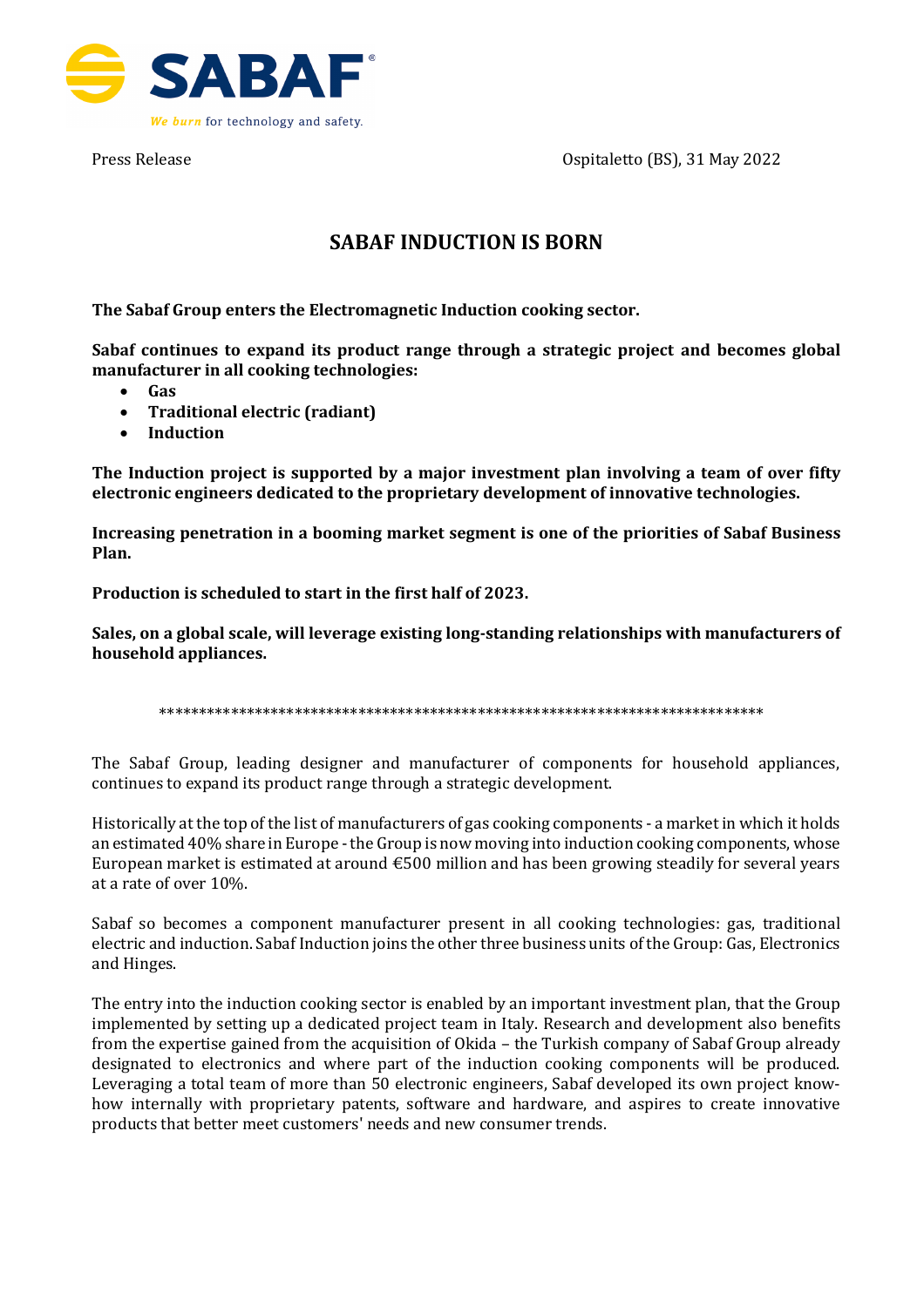Press Release

Ospitaletto (BS), 31 May 2022

# SABAF INDUCTION IS BORN

**The Sabaf Group enters the Electromagnetic Induction cooking sector.**

**Sabaf continues to expand its product range through a strategic project and becomes global manufacturer in all cooking technologies:**

- **Gas**
- **Traditional electric (radiant)**
- **Induction**

**The Induction project is supported by a major investment plan involving a team of over fifty electronic engineers dedicated to the proprietary development of innovative technologies.**

**Increasing penetration in a booming market segment is one of the priorities of Sabaf Business Plan.**

**Production is scheduled to start in the first half of 2023.**

**Sales, on a global scale, will leverage existing long-standing relationships with manufacturers of household appliances.**

\*\*\*\*\*\*\*\*\*\*\*\*\*\*\*\*\*\*\*\*\*\*\*\*\*\*\*\*\*\*\*\*\*\*\*\*\*\*\*\*\*\*\*\*\*\*\*\*\*\*\*\*\*\*\*\*\*\*\*\*\*\*\*\*\*\*\*\*\*\*\*\*\*\*\*\*\*\*

The Sabaf Group, leading designer and manufacturer of components for household appliances, continues to expand its product range through a strategic development.

Historically at the top of the list of manufacturers of gas cooking components - a market in which it holds an estimated 40% share in Europe - the Group is now moving into induction cooking components, whose European market is estimated at around €500 million and has been growing steadily for several years at a rate of over 10%.

Sabaf so becomes a component manufacturer present in all cooking technologies: gas, traditional electric and induction. Sabaf Induction joins the other three business units of the Group: Gas, Electronics and Hinges.

The entry into the induction cooking sector is enabled by an important investment plan, that the Group implemented by setting up a dedicated project team in Italy. Research and development also benefits from the expertise gained from the acquisition of Okida – the Turkish company of Sabaf Group already designated to electronics and where part of the induction cooking components will be produced. Leveraging a total team of more than 50 electronic engineers, Sabaf developed its own project know-how internally with proprietary patents, software and hardware, and aspires to create innovative products that better meet customers' needs and new consumer trends.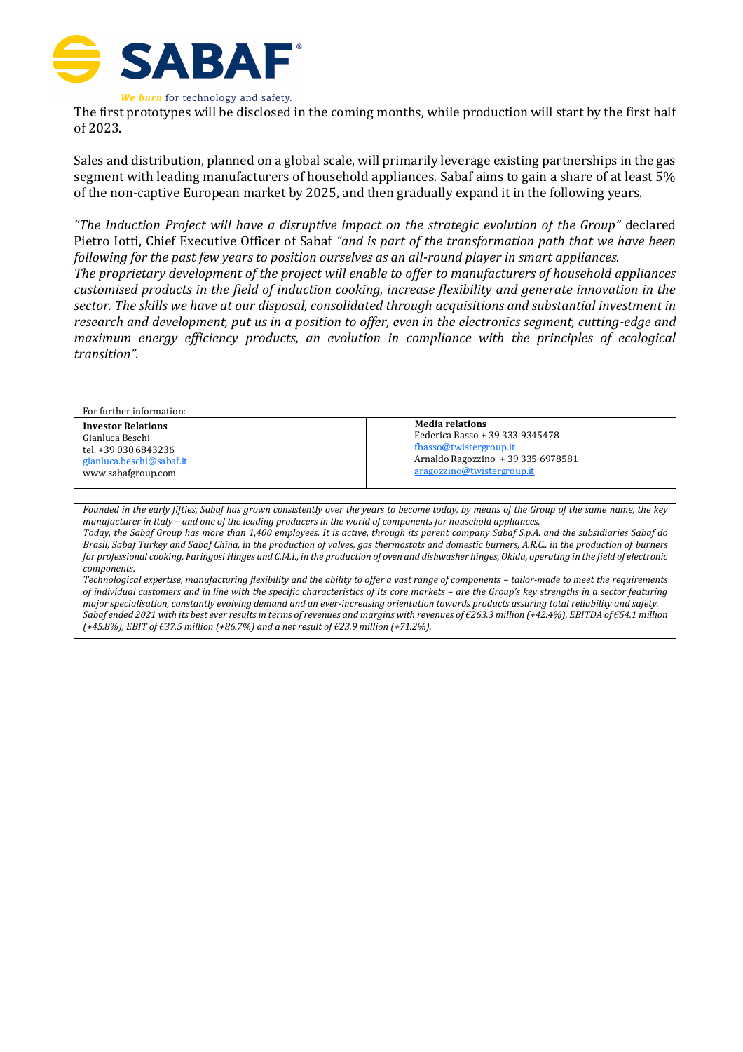The first prototypes will be disclosed in the coming months, while production will start by the first half of 2023.

Sales and distribution, planned on a global scale, will primarily leverage existing partnerships in the gas segment with leading manufacturers of household appliances. Sabaf aims to gain a share of at least 5% of the non-captive European market by 2025, and then gradually expand it in the following years.

*"The Induction Project will have a disruptive impact on the strategic evolution of the Group"* declared Pietro Iotti, Chief Executive Officer of Sabaf *"and is part of the transformation path that we have been following for the past few years to position ourselves as an all-round player in smart appliances.*
*The proprietary development of the project will enable to offer to manufacturers of household appliances customised products in the field of induction cooking, increase flexibility and generate innovation in the sector. The skills we have at our disposal, consolidated through acquisitions and substantial investment in research and development, put us in a position to offer, even in the electronics segment, cutting-edge and maximum energy efficiency products, an evolution in compliance with the principles of ecological transition".*

For further information:

| | |
|---|---|
| **Investor Relations**<br>Gianluca Beschi<br>tel. +39 030 6843236<br>gianluca.beschi@sabaf.it<br>www.sabafgroup.com | **Media relations**<br>Federica Basso + 39 333 9345478<br>fbasso@twistergroup.it<br>Arnaldo Ragozzino + 39 335 6978581<br>aragozzino@twistergroup.it |

*Founded in the early fifties, Sabaf has grown consistently over the years to become today, by means of the Group of the same name, the key manufacturer in Italy – and one of the leading producers in the world of components for household appliances.*
*Today, the Sabaf Group has more than 1,400 employees. It is active, through its parent company Sabaf S.p.A. and the subsidiaries Sabaf do Brasil, Sabaf Turkey and Sabaf China, in the production of valves, gas thermostats and domestic burners, A.R.C., in the production of burners for professional cooking, Faringosi Hinges and C.M.I., in the production of oven and dishwasher hinges, Okida, operating in the field of electronic components.*
*Technological expertise, manufacturing flexibility and the ability to offer a vast range of components – tailor-made to meet the requirements of individual customers and in line with the specific characteristics of its core markets – are the Group's key strengths in a sector featuring major specialisation, constantly evolving demand and an ever-increasing orientation towards products assuring total reliability and safety.*
*Sabaf ended 2021 with its best ever results in terms of revenues and margins with revenues of €263.3 million (+42.4%), EBITDA of €54.1 million (+45.8%), EBIT of €37.5 million (+86.7%) and a net result of €23.9 million (+71.2%).*